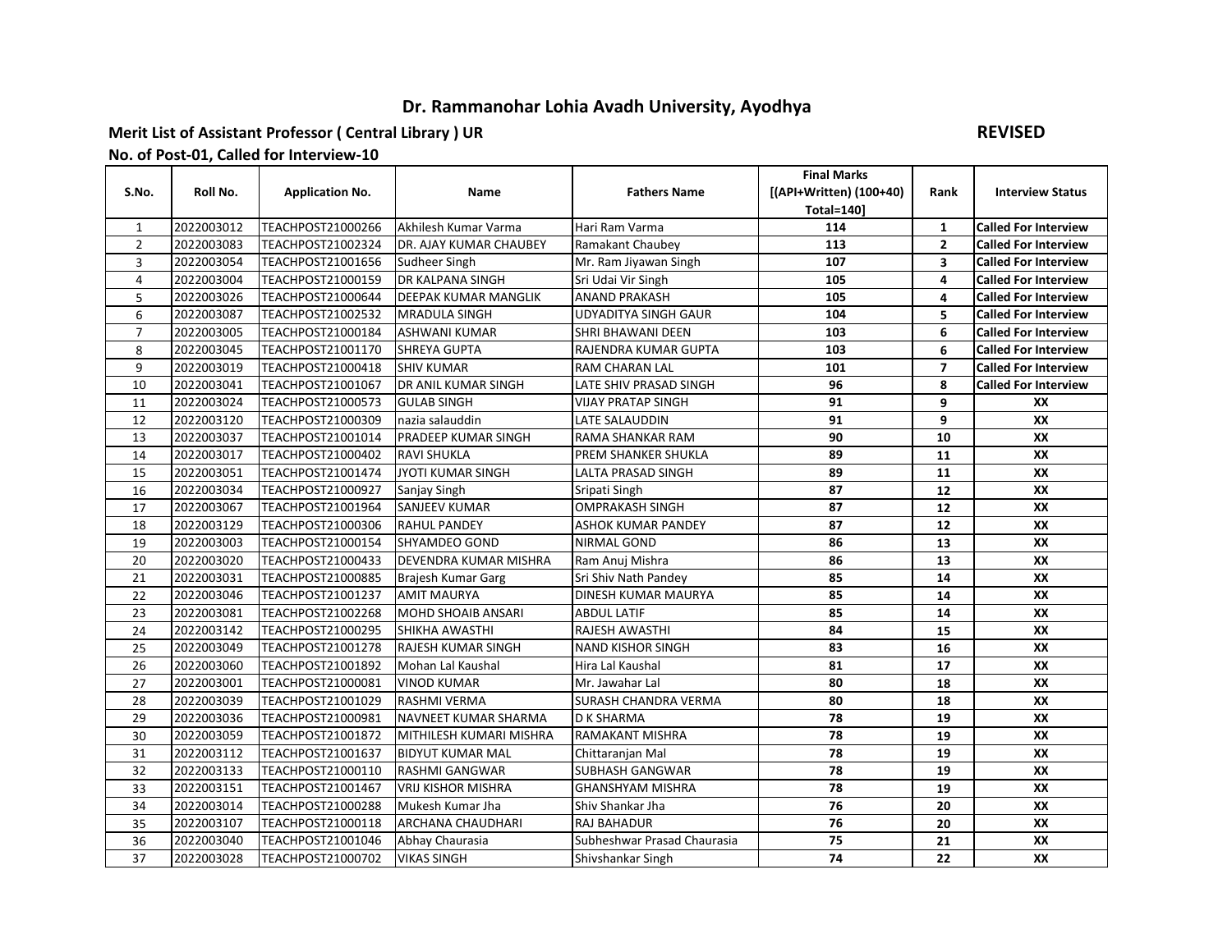# Dr. Rammanohar Lohia Avadh University, Ayodhya

**Merit List of Assistant Professor ( Central Library ) UR** **REVISED**

**No. of Post-01, Called for Interview-10**

| S.No. | Roll No. | Application No. | Name | Fathers Name | Final Marks [(API+Written) (100+40) Total=140] | Rank | Interview Status |
|---|---|---|---|---|---|---|---|
| 1 | 2022003012 | TEACHPOST21000266 | Akhilesh Kumar Varma | Hari Ram Varma | 114 | 1 | Called For Interview |
| 2 | 2022003083 | TEACHPOST21002324 | DR. AJAY KUMAR CHAUBEY | Ramakant Chaubey | 113 | 2 | Called For Interview |
| 3 | 2022003054 | TEACHPOST21001656 | Sudheer Singh | Mr. Ram Jiyawan Singh | 107 | 3 | Called For Interview |
| 4 | 2022003004 | TEACHPOST21000159 | DR KALPANA SINGH | Sri Udai Vir Singh | 105 | 4 | Called For Interview |
| 5 | 2022003026 | TEACHPOST21000644 | DEEPAK KUMAR MANGLIK | ANAND PRAKASH | 105 | 4 | Called For Interview |
| 6 | 2022003087 | TEACHPOST21002532 | MRADULA SINGH | UDYADITYA SINGH GAUR | 104 | 5 | Called For Interview |
| 7 | 2022003005 | TEACHPOST21000184 | ASHWANI KUMAR | SHRI BHAWANI DEEN | 103 | 6 | Called For Interview |
| 8 | 2022003045 | TEACHPOST21001170 | SHREYA GUPTA | RAJENDRA KUMAR GUPTA | 103 | 6 | Called For Interview |
| 9 | 2022003019 | TEACHPOST21000418 | SHIV KUMAR | RAM CHARAN LAL | 101 | 7 | Called For Interview |
| 10 | 2022003041 | TEACHPOST21001067 | DR ANIL KUMAR SINGH | LATE SHIV PRASAD SINGH | 96 | 8 | Called For Interview |
| 11 | 2022003024 | TEACHPOST21000573 | GULAB SINGH | VIJAY PRATAP SINGH | 91 | 9 | XX |
| 12 | 2022003120 | TEACHPOST21000309 | nazia salauddin | LATE SALAUDDIN | 91 | 9 | XX |
| 13 | 2022003037 | TEACHPOST21001014 | PRADEEP KUMAR SINGH | RAMA SHANKAR RAM | 90 | 10 | XX |
| 14 | 2022003017 | TEACHPOST21000402 | RAVI SHUKLA | PREM SHANKER SHUKLA | 89 | 11 | XX |
| 15 | 2022003051 | TEACHPOST21001474 | JYOTI KUMAR SINGH | LALTA PRASAD SINGH | 89 | 11 | XX |
| 16 | 2022003034 | TEACHPOST21000927 | Sanjay Singh | Sripati Singh | 87 | 12 | XX |
| 17 | 2022003067 | TEACHPOST21001964 | SANJEEV KUMAR | OMPRAKASH SINGH | 87 | 12 | XX |
| 18 | 2022003129 | TEACHPOST21000306 | RAHUL PANDEY | ASHOK KUMAR PANDEY | 87 | 12 | XX |
| 19 | 2022003003 | TEACHPOST21000154 | SHYAMDEO GOND | NIRMAL GOND | 86 | 13 | XX |
| 20 | 2022003020 | TEACHPOST21000433 | DEVENDRA KUMAR MISHRA | Ram Anuj Mishra | 86 | 13 | XX |
| 21 | 2022003031 | TEACHPOST21000885 | Brajesh Kumar Garg | Sri Shiv Nath Pandey | 85 | 14 | XX |
| 22 | 2022003046 | TEACHPOST21001237 | AMIT MAURYA | DINESH KUMAR MAURYA | 85 | 14 | XX |
| 23 | 2022003081 | TEACHPOST21002268 | MOHD SHOAIB ANSARI | ABDUL LATIF | 85 | 14 | XX |
| 24 | 2022003142 | TEACHPOST21000295 | SHIKHA AWASTHI | RAJESH AWASTHI | 84 | 15 | XX |
| 25 | 2022003049 | TEACHPOST21001278 | RAJESH KUMAR SINGH | NAND KISHOR SINGH | 83 | 16 | XX |
| 26 | 2022003060 | TEACHPOST21001892 | Mohan Lal Kaushal | Hira Lal Kaushal | 81 | 17 | XX |
| 27 | 2022003001 | TEACHPOST21000081 | VINOD KUMAR | Mr. Jawahar Lal | 80 | 18 | XX |
| 28 | 2022003039 | TEACHPOST21001029 | RASHMI VERMA | SURASH CHANDRA VERMA | 80 | 18 | XX |
| 29 | 2022003036 | TEACHPOST21000981 | NAVNEET KUMAR SHARMA | D K SHARMA | 78 | 19 | XX |
| 30 | 2022003059 | TEACHPOST21001872 | MITHILESH KUMARI MISHRA | RAMAKANT MISHRA | 78 | 19 | XX |
| 31 | 2022003112 | TEACHPOST21001637 | BIDYUT KUMAR MAL | Chittaranjan Mal | 78 | 19 | XX |
| 32 | 2022003133 | TEACHPOST21000110 | RASHMI GANGWAR | SUBHASH GANGWAR | 78 | 19 | XX |
| 33 | 2022003151 | TEACHPOST21001467 | VRIJ KISHOR MISHRA | GHANSHYAM MISHRA | 78 | 19 | XX |
| 34 | 2022003014 | TEACHPOST21000288 | Mukesh Kumar Jha | Shiv Shankar Jha | 76 | 20 | XX |
| 35 | 2022003107 | TEACHPOST21000118 | ARCHANA CHAUDHARI | RAJ BAHADUR | 76 | 20 | XX |
| 36 | 2022003040 | TEACHPOST21001046 | Abhay Chaurasia | Subheshwar Prasad Chaurasia | 75 | 21 | XX |
| 37 | 2022003028 | TEACHPOST21000702 | VIKAS SINGH | Shivshankar Singh | 74 | 22 | XX |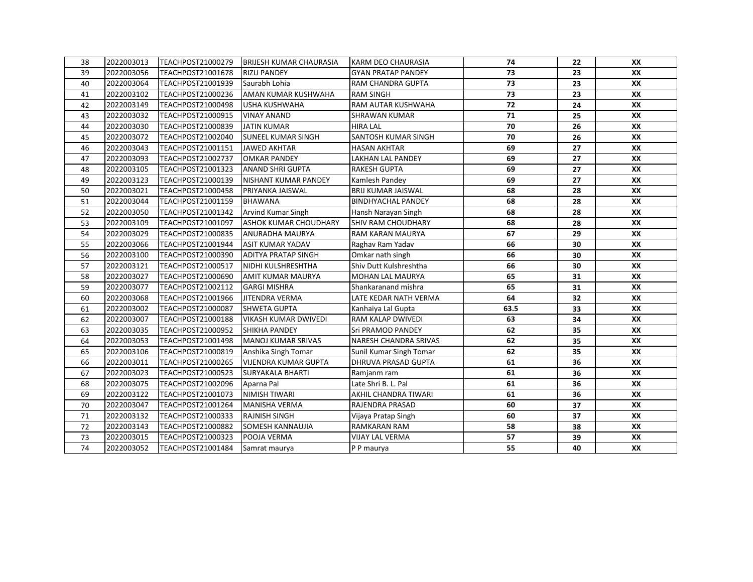| | | | | | | | |
|---|---|---|---|---|---|---|---|
| 38 | 2022003013 | TEACHPOST21000279 | BRIJESH KUMAR CHAURASIA | KARM DEO CHAURASIA | 74 | 22 | XX |
| 39 | 2022003056 | TEACHPOST21001678 | RIZU PANDEY | GYAN PRATAP PANDEY | 73 | 23 | XX |
| 40 | 2022003064 | TEACHPOST21001939 | Saurabh Lohia | RAM CHANDRA GUPTA | 73 | 23 | XX |
| 41 | 2022003102 | TEACHPOST21000236 | AMAN KUMAR KUSHWAHA | RAM SINGH | 73 | 23 | XX |
| 42 | 2022003149 | TEACHPOST21000498 | USHA KUSHWAHA | RAM AUTAR KUSHWAHA | 72 | 24 | XX |
| 43 | 2022003032 | TEACHPOST21000915 | VINAY ANAND | SHRAWAN KUMAR | 71 | 25 | XX |
| 44 | 2022003030 | TEACHPOST21000839 | JATIN KUMAR | HIRA LAL | 70 | 26 | XX |
| 45 | 2022003072 | TEACHPOST21002040 | SUNEEL KUMAR SINGH | SANTOSH KUMAR SINGH | 70 | 26 | XX |
| 46 | 2022003043 | TEACHPOST21001151 | JAWED AKHTAR | HASAN AKHTAR | 69 | 27 | XX |
| 47 | 2022003093 | TEACHPOST21002737 | OMKAR PANDEY | LAKHAN LAL PANDEY | 69 | 27 | XX |
| 48 | 2022003105 | TEACHPOST21001323 | ANAND SHRI GUPTA | RAKESH GUPTA | 69 | 27 | XX |
| 49 | 2022003123 | TEACHPOST21000139 | NISHANT KUMAR PANDEY | Kamlesh Pandey | 69 | 27 | XX |
| 50 | 2022003021 | TEACHPOST21000458 | PRIYANKA JAISWAL | BRIJ KUMAR JAISWAL | 68 | 28 | XX |
| 51 | 2022003044 | TEACHPOST21001159 | BHAWANA | BINDHYACHAL PANDEY | 68 | 28 | XX |
| 52 | 2022003050 | TEACHPOST21001342 | Arvind Kumar Singh | Hansh Narayan Singh | 68 | 28 | XX |
| 53 | 2022003109 | TEACHPOST21001097 | ASHOK KUMAR CHOUDHARY | SHIV RAM CHOUDHARY | 68 | 28 | XX |
| 54 | 2022003029 | TEACHPOST21000835 | ANURADHA MAURYA | RAM KARAN MAURYA | 67 | 29 | XX |
| 55 | 2022003066 | TEACHPOST21001944 | ASIT KUMAR YADAV | Raghav Ram Yadav | 66 | 30 | XX |
| 56 | 2022003100 | TEACHPOST21000390 | ADITYA PRATAP SINGH | Omkar nath singh | 66 | 30 | XX |
| 57 | 2022003121 | TEACHPOST21000517 | NIDHI KULSHRESHTHA | Shiv Dutt Kulshreshtha | 66 | 30 | XX |
| 58 | 2022003027 | TEACHPOST21000690 | AMIT KUMAR MAURYA | MOHAN LAL MAURYA | 65 | 31 | XX |
| 59 | 2022003077 | TEACHPOST21002112 | GARGI MISHRA | Shankaranand mishra | 65 | 31 | XX |
| 60 | 2022003068 | TEACHPOST21001966 | JITENDRA VERMA | LATE KEDAR NATH VERMA | 64 | 32 | XX |
| 61 | 2022003002 | TEACHPOST21000087 | SHWETA GUPTA | Kanhaiya Lal Gupta | 63.5 | 33 | XX |
| 62 | 2022003007 | TEACHPOST21000188 | VIKASH KUMAR DWIVEDI | RAM KALAP DWIVEDI | 63 | 34 | XX |
| 63 | 2022003035 | TEACHPOST21000952 | SHIKHA PANDEY | Sri PRAMOD PANDEY | 62 | 35 | XX |
| 64 | 2022003053 | TEACHPOST21001498 | MANOJ KUMAR SRIVAS | NARESH CHANDRA SRIVAS | 62 | 35 | XX |
| 65 | 2022003106 | TEACHPOST21000819 | Anshika Singh Tomar | Sunil Kumar Singh Tomar | 62 | 35 | XX |
| 66 | 2022003011 | TEACHPOST21000265 | VIJENDRA KUMAR GUPTA | DHRUVA PRASAD GUPTA | 61 | 36 | XX |
| 67 | 2022003023 | TEACHPOST21000523 | SURYAKALA BHARTI | Ramjanm ram | 61 | 36 | XX |
| 68 | 2022003075 | TEACHPOST21002096 | Aparna Pal | Late Shri B. L. Pal | 61 | 36 | XX |
| 69 | 2022003122 | TEACHPOST21001073 | NIMISH TIWARI | AKHIL CHANDRA TIWARI | 61 | 36 | XX |
| 70 | 2022003047 | TEACHPOST21001264 | MANISHA VERMA | RAJENDRA PRASAD | 60 | 37 | XX |
| 71 | 2022003132 | TEACHPOST21000333 | RAJNISH SINGH | Vijaya Pratap Singh | 60 | 37 | XX |
| 72 | 2022003143 | TEACHPOST21000882 | SOMESH KANNAUJIA | RAMKARAN RAM | 58 | 38 | XX |
| 73 | 2022003015 | TEACHPOST21000323 | POOJA VERMA | VIJAY LAL VERMA | 57 | 39 | XX |
| 74 | 2022003052 | TEACHPOST21001484 | Samrat maurya | P P maurya | 55 | 40 | XX |